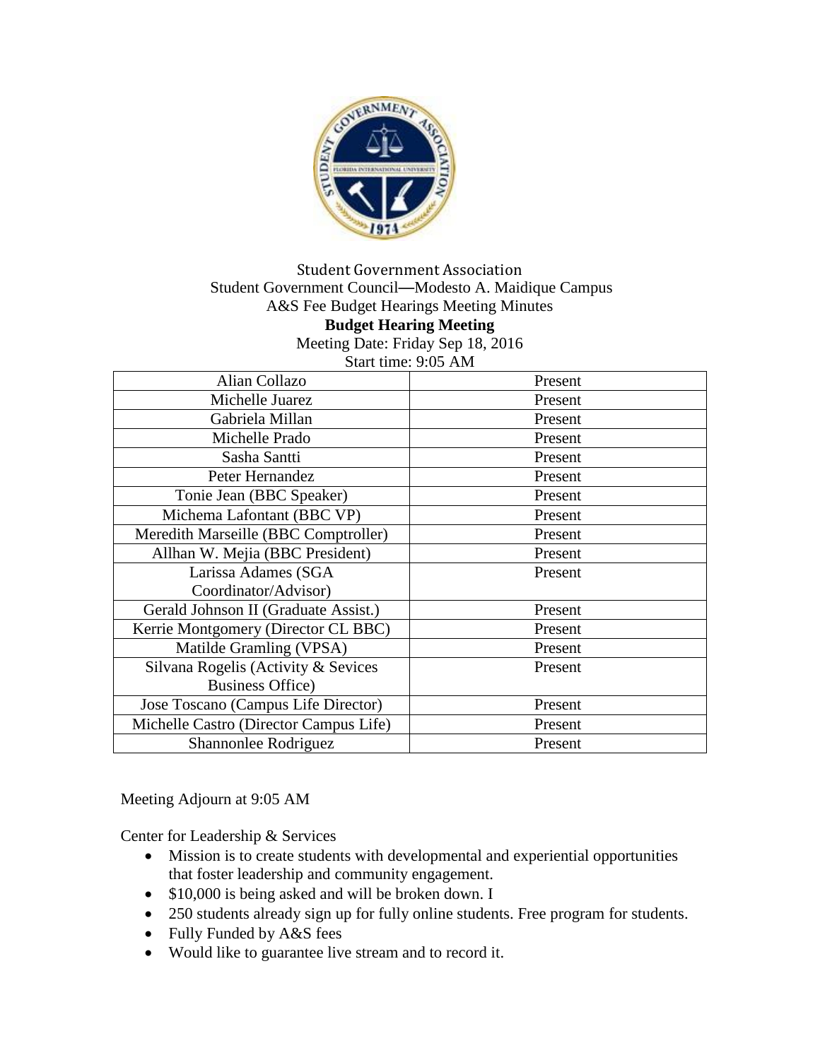Student Government Association
Student Government Council—Modesto A. Maidique Campus
A&S Fee Budget Hearings Meeting Minutes

**Budget Hearing Meeting**

Meeting Date: Friday Sep 18, 2016
Start time: 9:05 AM

| Alian Collazo | Present |
|---|---|
| Michelle Juarez | Present |
| Gabriela Millan | Present |
| Michelle Prado | Present |
| Sasha Santti | Present |
| Peter Hernandez | Present |
| Tonie Jean (BBC Speaker) | Present |
| Michema Lafontant (BBC VP) | Present |
| Meredith Marseille (BBC Comptroller) | Present |
| Allhan W. Mejia (BBC President) | Present |
| Larissa Adames (SGA Coordinator/Advisor) | Present |
| Gerald Johnson II (Graduate Assist.) | Present |
| Kerrie Montgomery (Director CL BBC) | Present |
| Matilde Gramling (VPSA) | Present |
| Silvana Rogelis (Activity & Services Business Office) | Present |
| Jose Toscano (Campus Life Director) | Present |
| Michelle Castro (Director Campus Life) | Present |
| Shannonlee Rodriguez | Present |

Meeting Adjourn at 9:05 AM

Center for Leadership & Services

- Mission is to create students with developmental and experiential opportunities that foster leadership and community engagement.
- $10,000 is being asked and will be broken down. I
- 250 students already sign up for fully online students. Free program for students.
- Fully Funded by A&S fees
- Would like to guarantee live stream and to record it.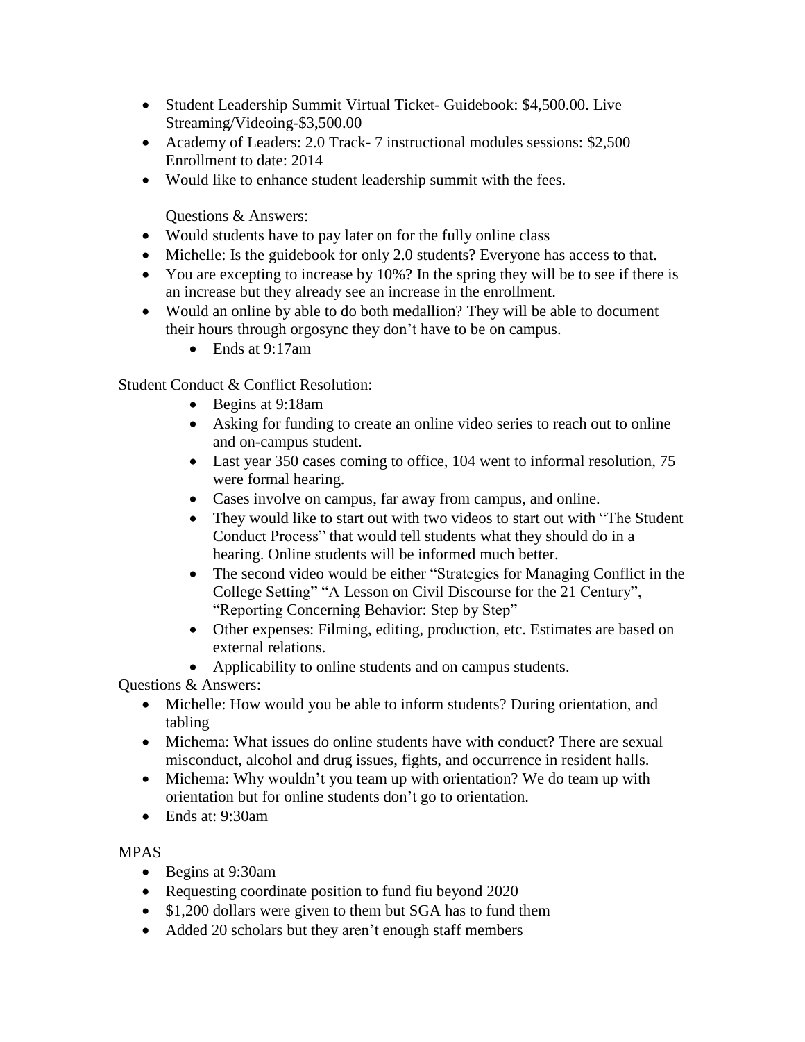- Student Leadership Summit Virtual Ticket- Guidebook: $4,500.00. Live Streaming/Videoing-$3,500.00
- Academy of Leaders: 2.0 Track- 7 instructional modules sessions: $2,500 Enrollment to date: 2014
- Would like to enhance student leadership summit with the fees.

  Questions & Answers:
- Would students have to pay later on for the fully online class
- Michelle: Is the guidebook for only 2.0 students? Everyone has access to that.
- You are excepting to increase by 10%? In the spring they will be to see if there is an increase but they already see an increase in the enrollment.
- Would an online by able to do both medallion? They will be able to document their hours through orgosync they don't have to be on campus.
  - Ends at 9:17am

Student Conduct & Conflict Resolution:

- Begins at 9:18am
- Asking for funding to create an online video series to reach out to online and on-campus student.
- Last year 350 cases coming to office, 104 went to informal resolution, 75 were formal hearing.
- Cases involve on campus, far away from campus, and online.
- They would like to start out with two videos to start out with "The Student Conduct Process" that would tell students what they should do in a hearing. Online students will be informed much better.
- The second video would be either "Strategies for Managing Conflict in the College Setting" "A Lesson on Civil Discourse for the 21 Century", "Reporting Concerning Behavior: Step by Step"
- Other expenses: Filming, editing, production, etc. Estimates are based on external relations.
- Applicability to online students and on campus students.

Questions & Answers:

- Michelle: How would you be able to inform students? During orientation, and tabling
- Michema: What issues do online students have with conduct? There are sexual misconduct, alcohol and drug issues, fights, and occurrence in resident halls.
- Michema: Why wouldn't you team up with orientation? We do team up with orientation but for online students don't go to orientation.
- Ends at: 9:30am

MPAS

- Begins at 9:30am
- Requesting coordinate position to fund fiu beyond 2020
- $1,200 dollars were given to them but SGA has to fund them
- Added 20 scholars but they aren't enough staff members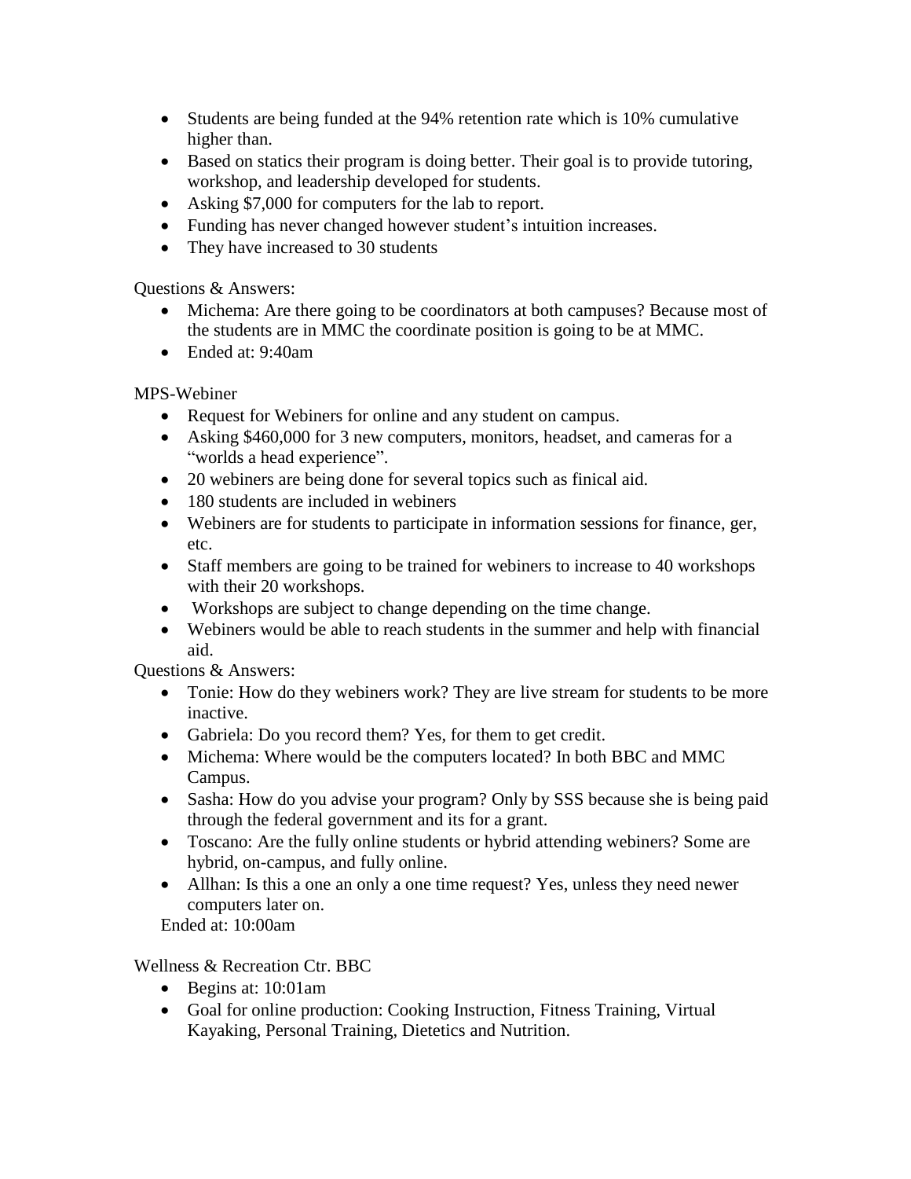- Students are being funded at the 94% retention rate which is 10% cumulative higher than.
- Based on statics their program is doing better. Their goal is to provide tutoring, workshop, and leadership developed for students.
- Asking $7,000 for computers for the lab to report.
- Funding has never changed however student's intuition increases.
- They have increased to 30 students

Questions & Answers:

- Michema: Are there going to be coordinators at both campuses? Because most of the students are in MMC the coordinate position is going to be at MMC.
- Ended at: 9:40am

MPS-Webiner

- Request for Webiners for online and any student on campus.
- Asking $460,000 for 3 new computers, monitors, headset, and cameras for a "worlds a head experience".
- 20 webiners are being done for several topics such as finical aid.
- 180 students are included in webiners
- Webiners are for students to participate in information sessions for finance, ger, etc.
- Staff members are going to be trained for webiners to increase to 40 workshops with their 20 workshops.
- Workshops are subject to change depending on the time change.
- Webiners would be able to reach students in the summer and help with financial aid.

Questions & Answers:

- Tonie: How do they webiners work? They are live stream for students to be more inactive.
- Gabriela: Do you record them? Yes, for them to get credit.
- Michema: Where would be the computers located? In both BBC and MMC Campus.
- Sasha: How do you advise your program? Only by SSS because she is being paid through the federal government and its for a grant.
- Toscano: Are the fully online students or hybrid attending webiners? Some are hybrid, on-campus, and fully online.
- Allhan: Is this a one an only a one time request? Yes, unless they need newer computers later on.

Ended at: 10:00am

Wellness & Recreation Ctr. BBC

- Begins at: 10:01am
- Goal for online production: Cooking Instruction, Fitness Training, Virtual Kayaking, Personal Training, Dietetics and Nutrition.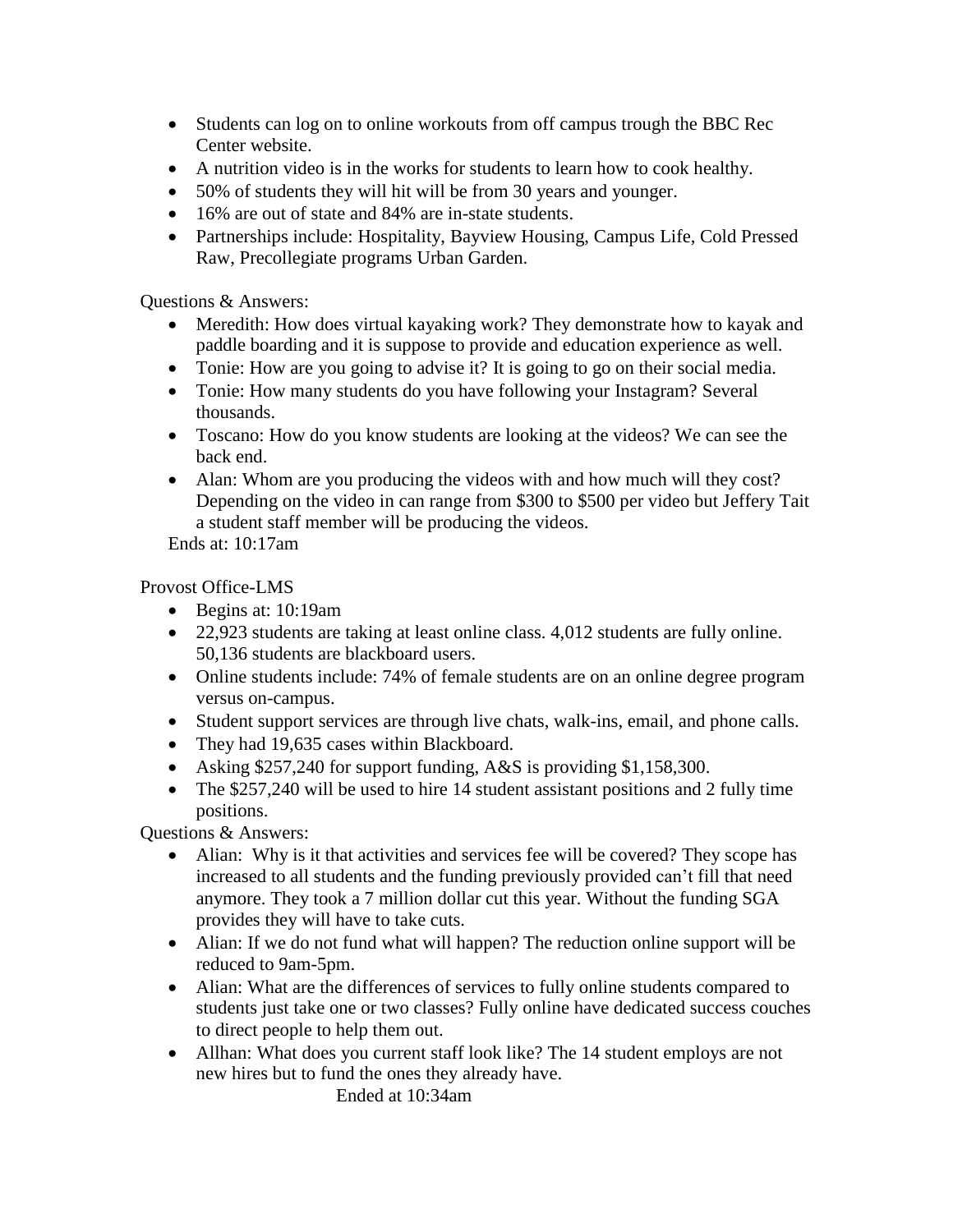- Students can log on to online workouts from off campus trough the BBC Rec Center website.
- A nutrition video is in the works for students to learn how to cook healthy.
- 50% of students they will hit will be from 30 years and younger.
- 16% are out of state and 84% are in-state students.
- Partnerships include: Hospitality, Bayview Housing, Campus Life, Cold Pressed Raw, Precollegiate programs Urban Garden.

Questions & Answers:

- Meredith: How does virtual kayaking work? They demonstrate how to kayak and paddle boarding and it is suppose to provide and education experience as well.
- Tonie: How are you going to advise it? It is going to go on their social media.
- Tonie: How many students do you have following your Instagram? Several thousands.
- Toscano: How do you know students are looking at the videos? We can see the back end.
- Alan: Whom are you producing the videos with and how much will they cost? Depending on the video in can range from $300 to $500 per video but Jeffery Tait a student staff member will be producing the videos.

Ends at: 10:17am

Provost Office-LMS

- Begins at: 10:19am
- 22,923 students are taking at least online class. 4,012 students are fully online. 50,136 students are blackboard users.
- Online students include: 74% of female students are on an online degree program versus on-campus.
- Student support services are through live chats, walk-ins, email, and phone calls.
- They had 19,635 cases within Blackboard.
- Asking $257,240 for support funding, A&S is providing $1,158,300.
- The $257,240 will be used to hire 14 student assistant positions and 2 fully time positions.

Questions & Answers:

- Alian: Why is it that activities and services fee will be covered? They scope has increased to all students and the funding previously provided can't fill that need anymore. They took a 7 million dollar cut this year. Without the funding SGA provides they will have to take cuts.
- Alian: If we do not fund what will happen? The reduction online support will be reduced to 9am-5pm.
- Alian: What are the differences of services to fully online students compared to students just take one or two classes? Fully online have dedicated success couches to direct people to help them out.
- Allhan: What does you current staff look like? The 14 student employs are not new hires but to fund the ones they already have.

Ended at 10:34am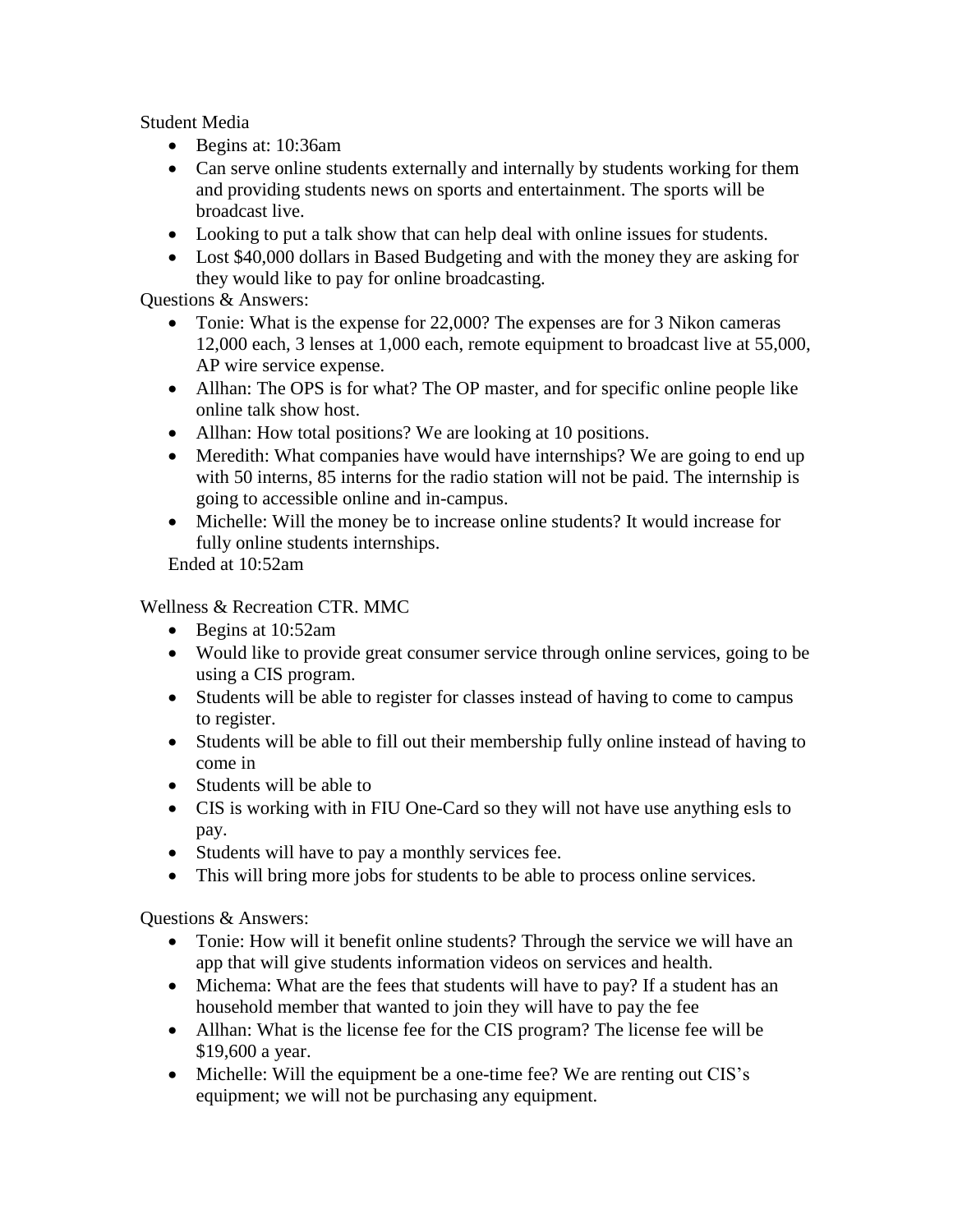Student Media

- Begins at: 10:36am
- Can serve online students externally and internally by students working for them and providing students news on sports and entertainment. The sports will be broadcast live.
- Looking to put a talk show that can help deal with online issues for students.
- Lost $40,000 dollars in Based Budgeting and with the money they are asking for they would like to pay for online broadcasting.

Questions & Answers:

- Tonie: What is the expense for 22,000? The expenses are for 3 Nikon cameras 12,000 each, 3 lenses at 1,000 each, remote equipment to broadcast live at 55,000, AP wire service expense.
- Allhan: The OPS is for what? The OP master, and for specific online people like online talk show host.
- Allhan: How total positions? We are looking at 10 positions.
- Meredith: What companies have would have internships? We are going to end up with 50 interns, 85 interns for the radio station will not be paid. The internship is going to accessible online and in-campus.
- Michelle: Will the money be to increase online students? It would increase for fully online students internships.

Ended at 10:52am

Wellness & Recreation CTR. MMC

- Begins at 10:52am
- Would like to provide great consumer service through online services, going to be using a CIS program.
- Students will be able to register for classes instead of having to come to campus to register.
- Students will be able to fill out their membership fully online instead of having to come in
- Students will be able to
- CIS is working with in FIU One-Card so they will not have use anything esls to pay.
- Students will have to pay a monthly services fee.
- This will bring more jobs for students to be able to process online services.

Questions & Answers:

- Tonie: How will it benefit online students? Through the service we will have an app that will give students information videos on services and health.
- Michema: What are the fees that students will have to pay? If a student has an household member that wanted to join they will have to pay the fee
- Allhan: What is the license fee for the CIS program? The license fee will be $19,600 a year.
- Michelle: Will the equipment be a one-time fee? We are renting out CIS's equipment; we will not be purchasing any equipment.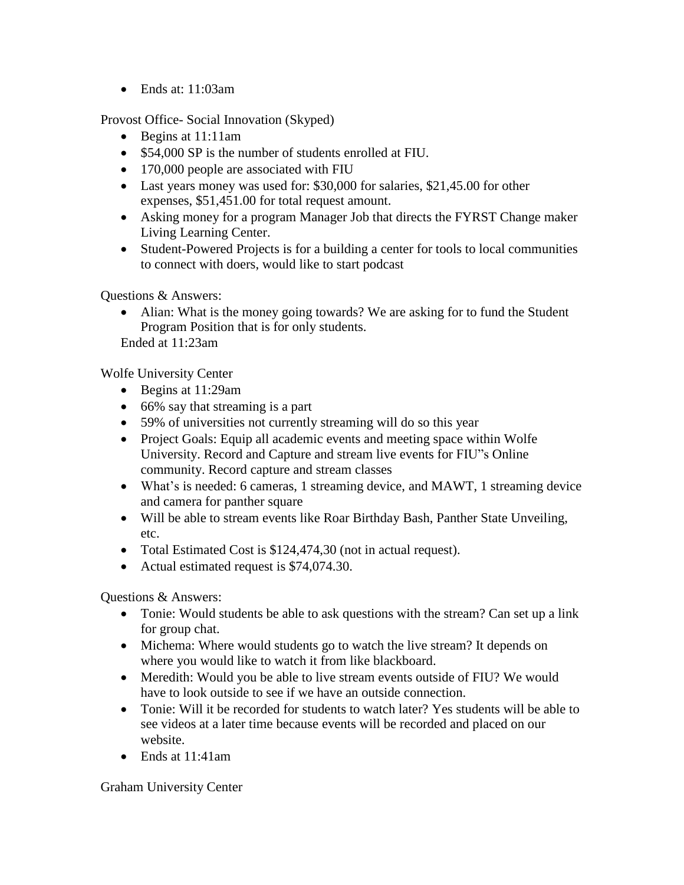- Ends at: 11:03am

Provost Office- Social Innovation (Skyped)

- Begins at 11:11am
- $54,000 SP is the number of students enrolled at FIU.
- 170,000 people are associated with FIU
- Last years money was used for: $30,000 for salaries, $21,45.00 for other expenses, $51,451.00 for total request amount.
- Asking money for a program Manager Job that directs the FYRST Change maker Living Learning Center.
- Student-Powered Projects is for a building a center for tools to local communities to connect with doers, would like to start podcast

Questions & Answers:

- Alian: What is the money going towards? We are asking for to fund the Student Program Position that is for only students.

Ended at 11:23am

Wolfe University Center

- Begins at 11:29am
- 66% say that streaming is a part
- 59% of universities not currently streaming will do so this year
- Project Goals: Equip all academic events and meeting space within Wolfe University. Record and Capture and stream live events for FIU"s Online community. Record capture and stream classes
- What's is needed: 6 cameras, 1 streaming device, and MAWT, 1 streaming device and camera for panther square
- Will be able to stream events like Roar Birthday Bash, Panther State Unveiling, etc.
- Total Estimated Cost is $124,474,30 (not in actual request).
- Actual estimated request is $74,074.30.

Questions & Answers:

- Tonie: Would students be able to ask questions with the stream? Can set up a link for group chat.
- Michema: Where would students go to watch the live stream? It depends on where you would like to watch it from like blackboard.
- Meredith: Would you be able to live stream events outside of FIU? We would have to look outside to see if we have an outside connection.
- Tonie: Will it be recorded for students to watch later? Yes students will be able to see videos at a later time because events will be recorded and placed on our website.
- Ends at 11:41am

Graham University Center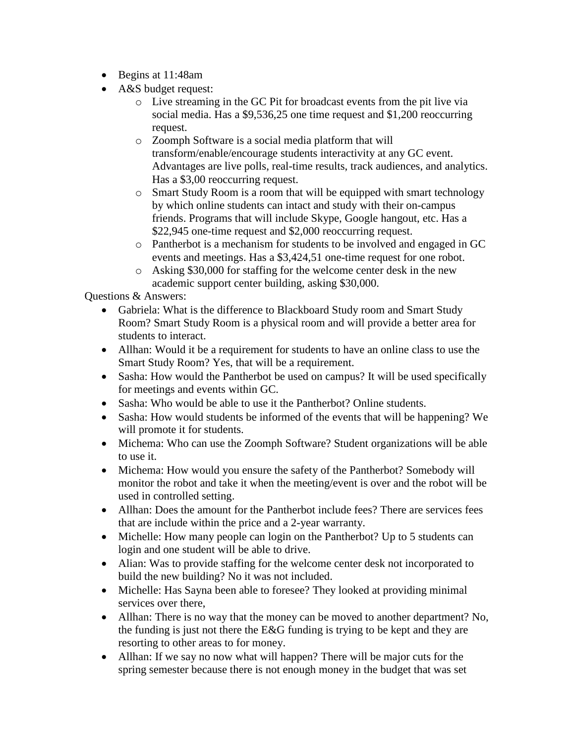- Begins at 11:48am
- A&S budget request:
  - Live streaming in the GC Pit for broadcast events from the pit live via social media. Has a $9,536,25 one time request and $1,200 reoccurring request.
  - Zoomph Software is a social media platform that will transform/enable/encourage students interactivity at any GC event. Advantages are live polls, real-time results, track audiences, and analytics. Has a $3,00 reoccurring request.
  - Smart Study Room is a room that will be equipped with smart technology by which online students can intact and study with their on-campus friends. Programs that will include Skype, Google hangout, etc. Has a $22,945 one-time request and $2,000 reoccurring request.
  - Pantherbot is a mechanism for students to be involved and engaged in GC events and meetings. Has a $3,424,51 one-time request for one robot.
  - Asking $30,000 for staffing for the welcome center desk in the new academic support center building, asking $30,000.

Questions & Answers:

- Gabriela: What is the difference to Blackboard Study room and Smart Study Room? Smart Study Room is a physical room and will provide a better area for students to interact.
- Allhan: Would it be a requirement for students to have an online class to use the Smart Study Room? Yes, that will be a requirement.
- Sasha: How would the Pantherbot be used on campus? It will be used specifically for meetings and events within GC.
- Sasha: Who would be able to use it the Pantherbot? Online students.
- Sasha: How would students be informed of the events that will be happening? We will promote it for students.
- Michema: Who can use the Zoomph Software? Student organizations will be able to use it.
- Michema: How would you ensure the safety of the Pantherbot? Somebody will monitor the robot and take it when the meeting/event is over and the robot will be used in controlled setting.
- Allhan: Does the amount for the Pantherbot include fees? There are services fees that are include within the price and a 2-year warranty.
- Michelle: How many people can login on the Pantherbot? Up to 5 students can login and one student will be able to drive.
- Alian: Was to provide staffing for the welcome center desk not incorporated to build the new building? No it was not included.
- Michelle: Has Sayna been able to foresee? They looked at providing minimal services over there,
- Allhan: There is no way that the money can be moved to another department? No, the funding is just not there the E&G funding is trying to be kept and they are resorting to other areas to for money.
- Allhan: If we say no now what will happen? There will be major cuts for the spring semester because there is not enough money in the budget that was set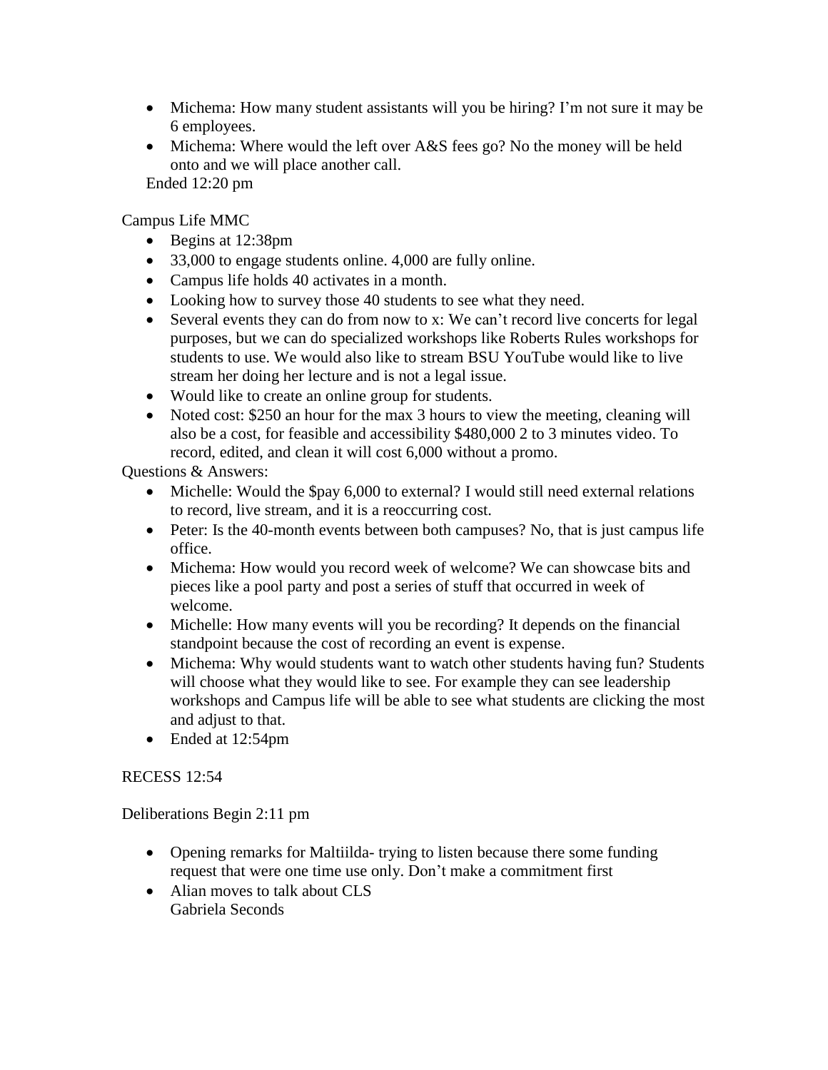- Michema: How many student assistants will you be hiring? I'm not sure it may be 6 employees.
- Michema: Where would the left over A&S fees go? No the money will be held onto and we will place another call.

Ended 12:20 pm

Campus Life MMC

- Begins at 12:38pm
- 33,000 to engage students online. 4,000 are fully online.
- Campus life holds 40 activates in a month.
- Looking how to survey those 40 students to see what they need.
- Several events they can do from now to x: We can't record live concerts for legal purposes, but we can do specialized workshops like Roberts Rules workshops for students to use. We would also like to stream BSU YouTube would like to live stream her doing her lecture and is not a legal issue.
- Would like to create an online group for students.
- Noted cost: $250 an hour for the max 3 hours to view the meeting, cleaning will also be a cost, for feasible and accessibility $480,000 2 to 3 minutes video. To record, edited, and clean it will cost 6,000 without a promo.

Questions & Answers:

- Michelle: Would the $pay 6,000 to external? I would still need external relations to record, live stream, and it is a reoccurring cost.
- Peter: Is the 40-month events between both campuses? No, that is just campus life office.
- Michema: How would you record week of welcome? We can showcase bits and pieces like a pool party and post a series of stuff that occurred in week of welcome.
- Michelle: How many events will you be recording? It depends on the financial standpoint because the cost of recording an event is expense.
- Michema: Why would students want to watch other students having fun? Students will choose what they would like to see. For example they can see leadership workshops and Campus life will be able to see what students are clicking the most and adjust to that.
- Ended at 12:54pm

RECESS 12:54

Deliberations Begin 2:11 pm

- Opening remarks for Maltiilda- trying to listen because there some funding request that were one time use only. Don't make a commitment first
- Alian moves to talk about CLS
  Gabriela Seconds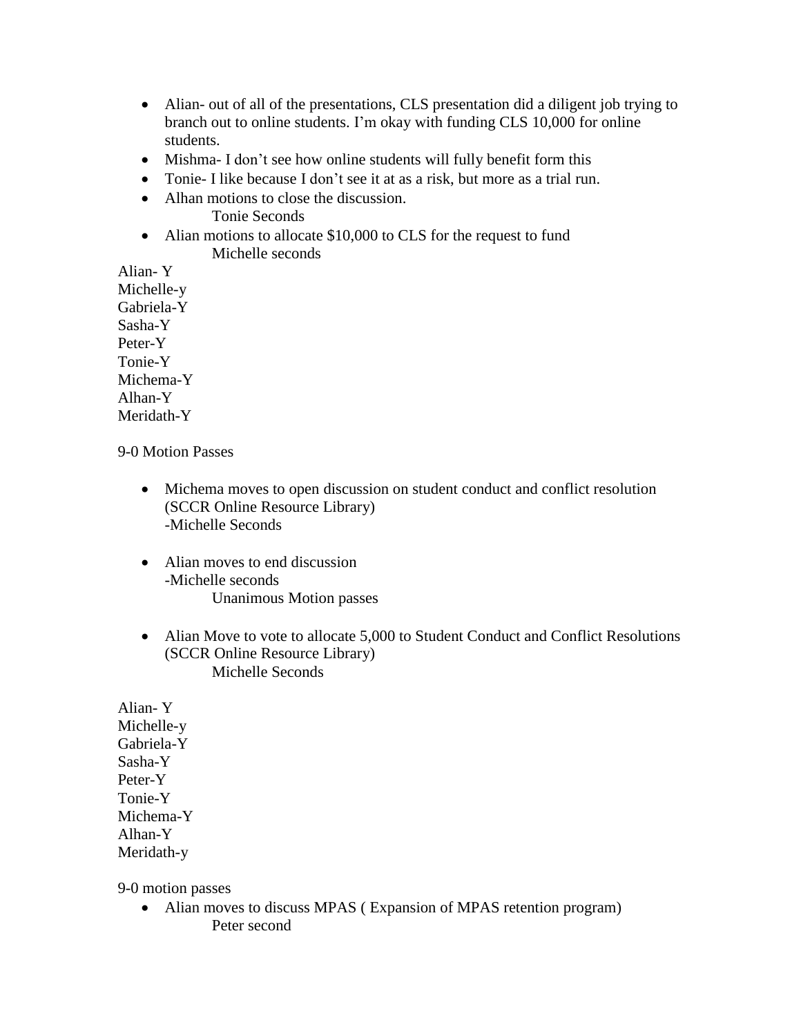- Alian- out of all of the presentations, CLS presentation did a diligent job trying to branch out to online students. I'm okay with funding CLS 10,000 for online students.
- Mishma- I don't see how online students will fully benefit form this
- Tonie- I like because I don't see it at as a risk, but more as a trial run.
- Alhan motions to close the discussion.
  Tonie Seconds
- Alian motions to allocate $10,000 to CLS for the request to fund
  Michelle seconds

Alian- Y
Michelle-y
Gabriela-Y
Sasha-Y
Peter-Y
Tonie-Y
Michema-Y
Alhan-Y
Meridath-Y

9-0 Motion Passes

- Michema moves to open discussion on student conduct and conflict resolution (SCCR Online Resource Library)
  -Michelle Seconds

- Alian moves to end discussion
  -Michelle seconds
  Unanimous Motion passes

- Alian Move to vote to allocate 5,000 to Student Conduct and Conflict Resolutions (SCCR Online Resource Library)
  Michelle Seconds

Alian- Y
Michelle-y
Gabriela-Y
Sasha-Y
Peter-Y
Tonie-Y
Michema-Y
Alhan-Y
Meridath-y

9-0 motion passes

- Alian moves to discuss MPAS ( Expansion of MPAS retention program)
  Peter second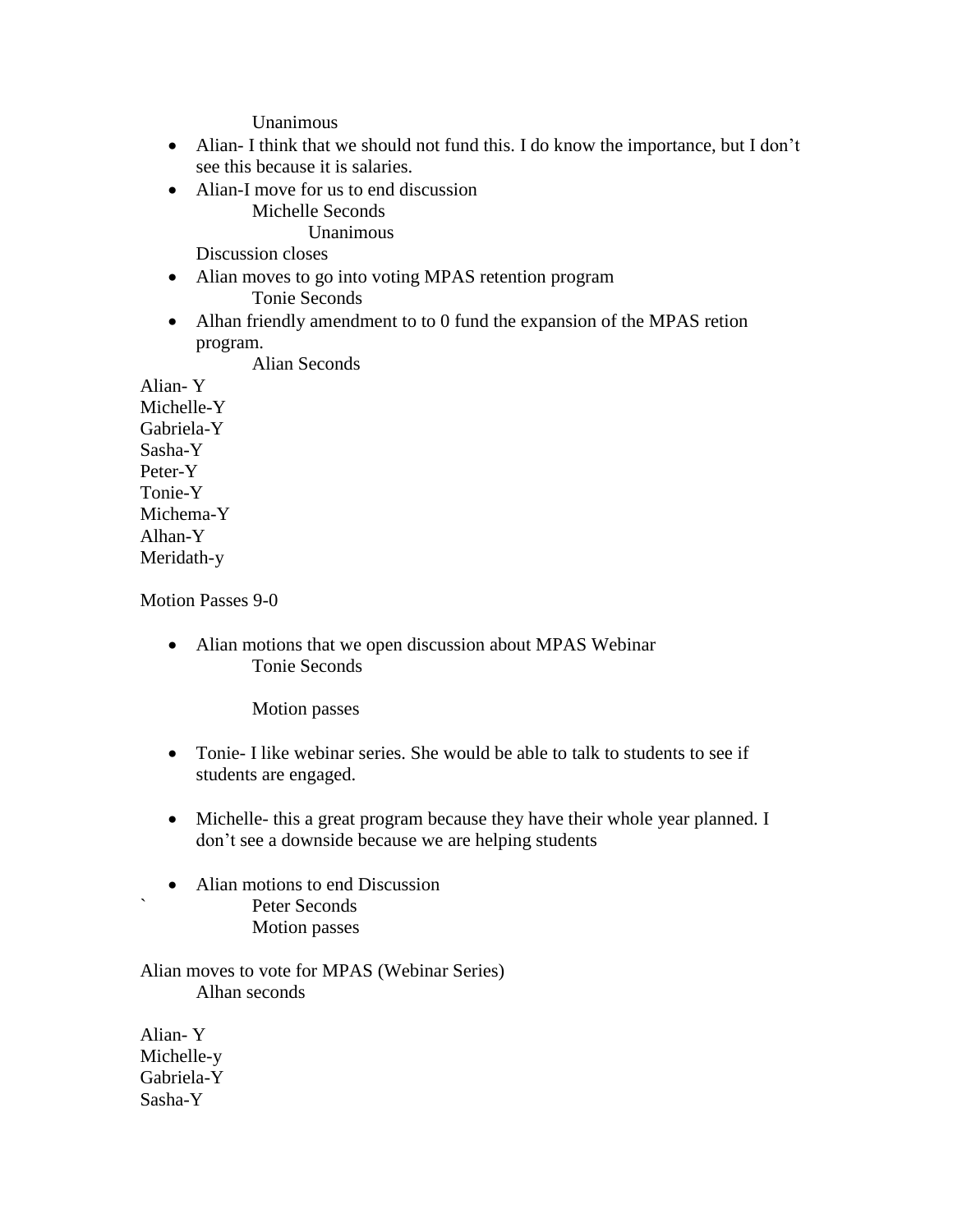Unanimous

- Alian- I think that we should not fund this. I do know the importance, but I don't see this because it is salaries.
- Alian-I move for us to end discussion

  Michelle Seconds

  Unanimous

  Discussion closes

- Alian moves to go into voting MPAS retention program

  Tonie Seconds

- Alhan friendly amendment to to 0 fund the expansion of the MPAS retion program.

  Alian Seconds

Alian- Y
Michelle-Y
Gabriela-Y
Sasha-Y
Peter-Y
Tonie-Y
Michema-Y
Alhan-Y
Meridath-y

Motion Passes 9-0

- Alian motions that we open discussion about MPAS Webinar

  Tonie Seconds

  Motion passes

- Tonie- I like webinar series. She would be able to talk to students to see if students are engaged.

- Michelle- this a great program because they have their whole year planned. I don't see a downside because we are helping students

- Alian motions to end Discussion

`  Peter Seconds

  Motion passes

Alian moves to vote for MPAS (Webinar Series)

Alhan seconds

Alian- Y
Michelle-y
Gabriela-Y
Sasha-Y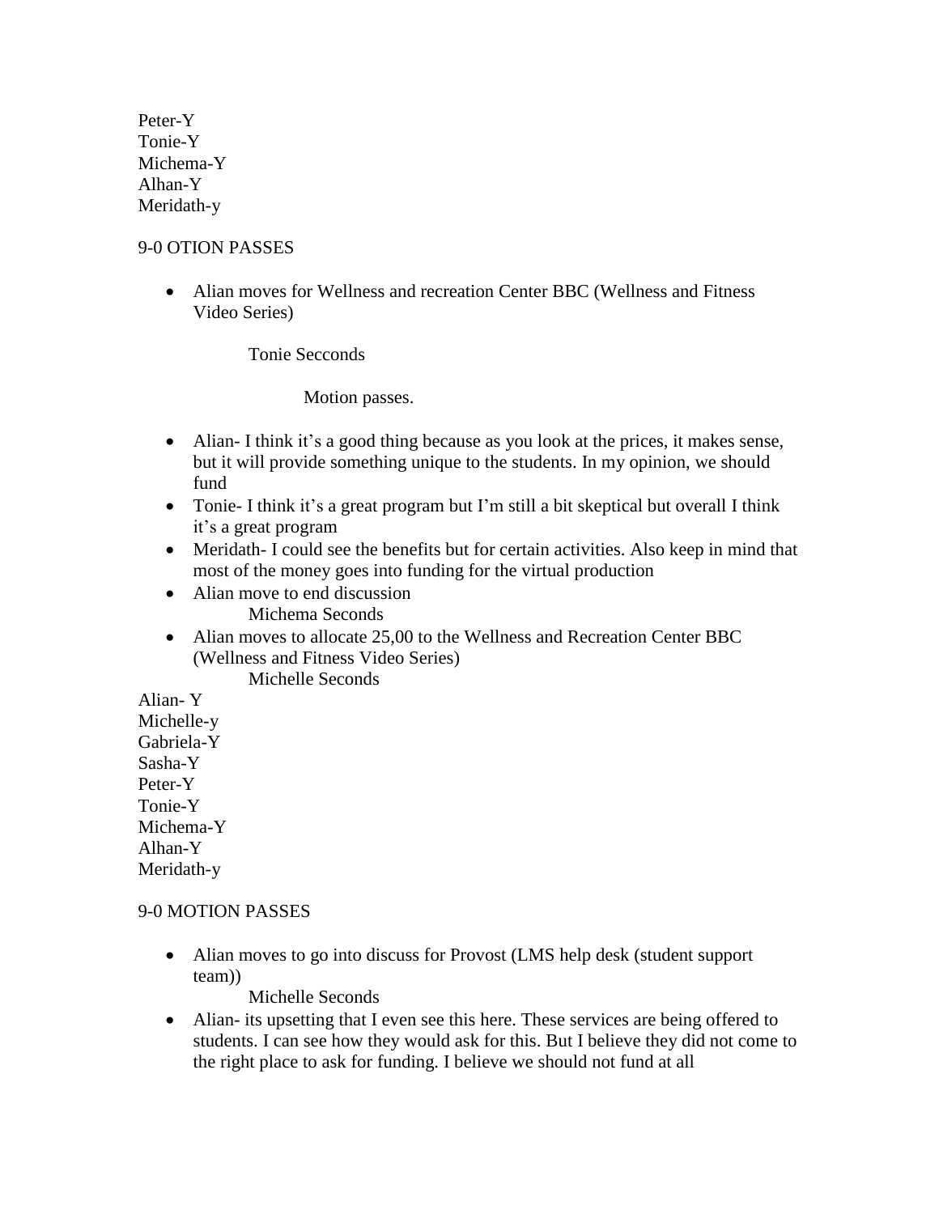Peter-Y
Tonie-Y
Michema-Y
Alhan-Y
Meridath-y

9-0 OTION PASSES

- Alian moves for Wellness and recreation Center BBC (Wellness and Fitness Video Series)

    Tonie Secconds

    Motion passes.

- Alian- I think it's a good thing because as you look at the prices, it makes sense, but it will provide something unique to the students. In my opinion, we should fund
- Tonie- I think it's a great program but I'm still a bit skeptical but overall I think it's a great program
- Meridath- I could see the benefits but for certain activities. Also keep in mind that most of the money goes into funding for the virtual production
- Alian move to end discussion

    Michema Seconds

- Alian moves to allocate 25,00 to the Wellness and Recreation Center BBC (Wellness and Fitness Video Series)

    Michelle Seconds

Alian- Y
Michelle-y
Gabriela-Y
Sasha-Y
Peter-Y
Tonie-Y
Michema-Y
Alhan-Y
Meridath-y

9-0 MOTION PASSES

- Alian moves to go into discuss for Provost (LMS help desk (student support team))

    Michelle Seconds

- Alian- its upsetting that I even see this here. These services are being offered to students. I can see how they would ask for this. But I believe they did not come to the right place to ask for funding. I believe we should not fund at all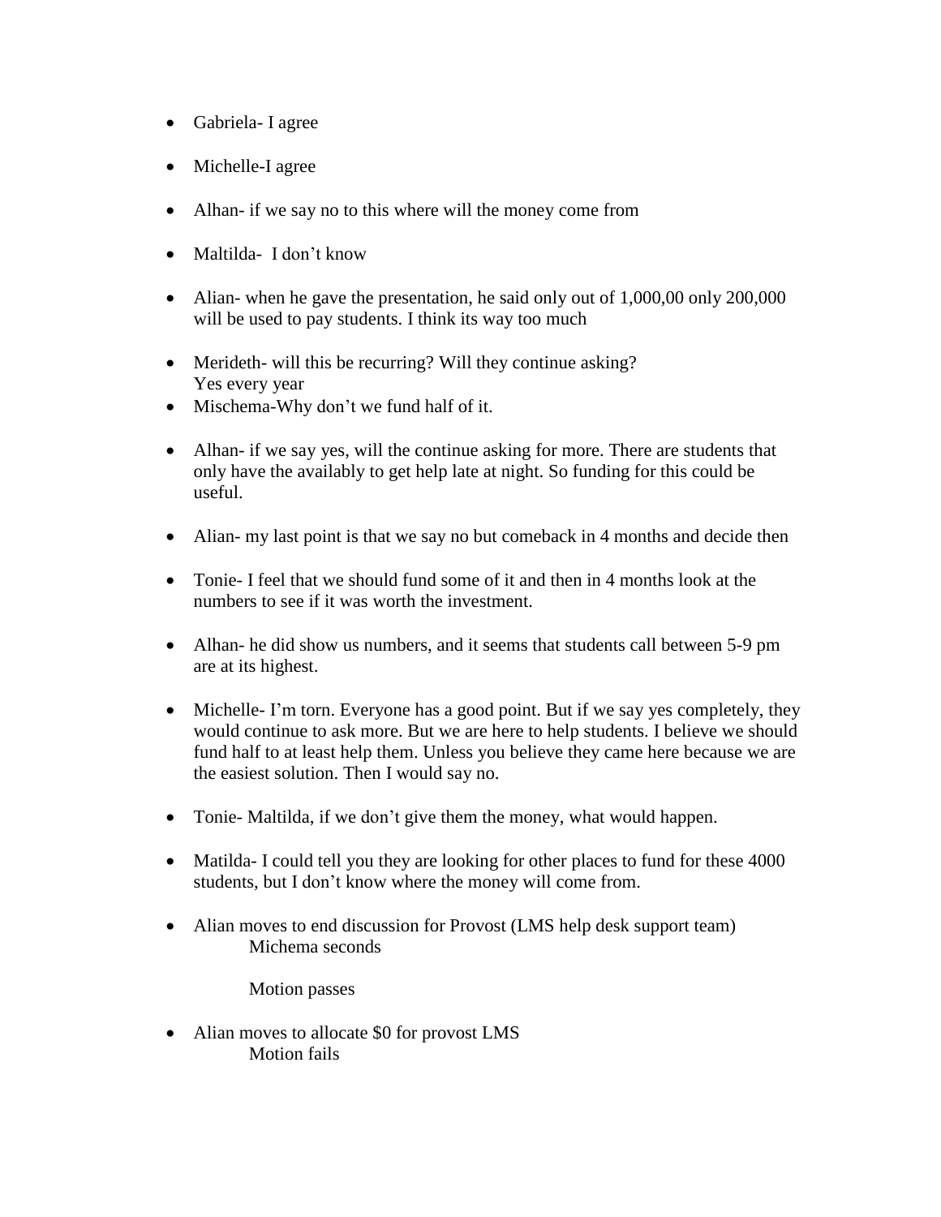- Gabriela- I agree

- Michelle-I agree

- Alhan- if we say no to this where will the money come from

- Maltilda- I don't know

- Alian- when he gave the presentation, he said only out of 1,000,00 only 200,000 will be used to pay students. I think its way too much

- Merideth- will this be recurring? Will they continue asking?
  Yes every year
- Mischema-Why don't we fund half of it.

- Alhan- if we say yes, will the continue asking for more. There are students that only have the availably to get help late at night. So funding for this could be useful.

- Alian- my last point is that we say no but comeback in 4 months and decide then

- Tonie- I feel that we should fund some of it and then in 4 months look at the numbers to see if it was worth the investment.

- Alhan- he did show us numbers, and it seems that students call between 5-9 pm are at its highest.

- Michelle- I'm torn. Everyone has a good point. But if we say yes completely, they would continue to ask more. But we are here to help students. I believe we should fund half to at least help them. Unless you believe they came here because we are the easiest solution. Then I would say no.

- Tonie- Maltilda, if we don't give them the money, what would happen.

- Matilda- I could tell you they are looking for other places to fund for these 4000 students, but I don't know where the money will come from.

- Alian moves to end discussion for Provost (LMS help desk support team)

  Michema seconds

  Motion passes

- Alian moves to allocate $0 for provost LMS

  Motion fails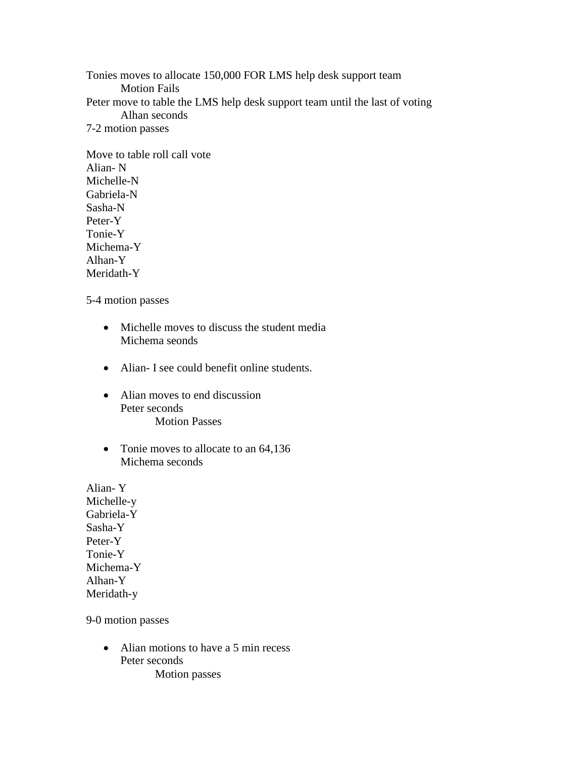Tonies moves to allocate 150,000 FOR LMS help desk support team
    Motion Fails
Peter move to table the LMS help desk support team until the last of voting
    Alhan seconds
7-2 motion passes

Move to table roll call vote
Alian- N
Michelle-N
Gabriela-N
Sasha-N
Peter-Y
Tonie-Y
Michema-Y
Alhan-Y
Meridath-Y

5-4 motion passes

- Michelle moves to discuss the student media
  Michema seonds

- Alian- I see could benefit online students.

- Alian moves to end discussion
  Peter seconds
    Motion Passes

- Tonie moves to allocate to an 64,136
  Michema seconds

Alian- Y
Michelle-y
Gabriela-Y
Sasha-Y
Peter-Y
Tonie-Y
Michema-Y
Alhan-Y
Meridath-y

9-0 motion passes

- Alian motions to have a 5 min recess
  Peter seconds
    Motion passes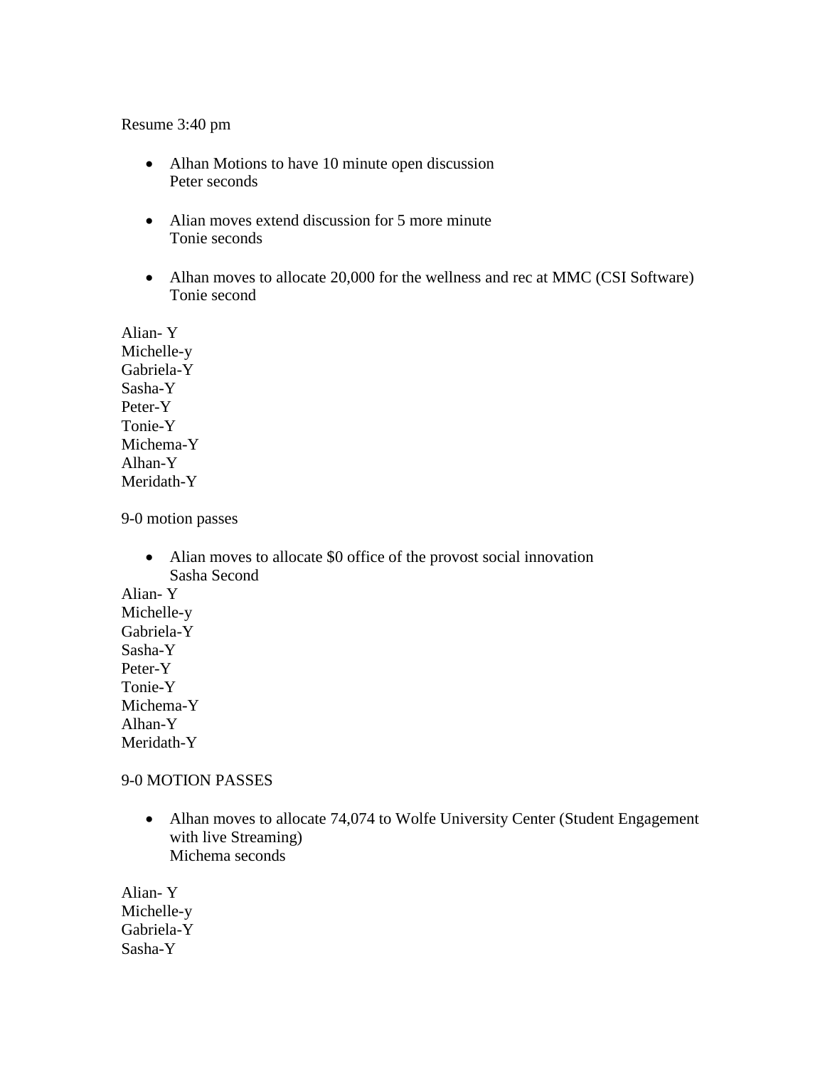Resume 3:40 pm

- Alhan Motions to have 10 minute open discussion
  Peter seconds

- Alian moves extend discussion for 5 more minute
  Tonie seconds

- Alhan moves to allocate 20,000 for the wellness and rec at MMC (CSI Software)
  Tonie second

Alian- Y
Michelle-y
Gabriela-Y
Sasha-Y
Peter-Y
Tonie-Y
Michema-Y
Alhan-Y
Meridath-Y

9-0 motion passes

- Alian moves to allocate $0 office of the provost social innovation
  Sasha Second

Alian- Y
Michelle-y
Gabriela-Y
Sasha-Y
Peter-Y
Tonie-Y
Michema-Y
Alhan-Y
Meridath-Y

9-0 MOTION PASSES

- Alhan moves to allocate 74,074 to Wolfe University Center (Student Engagement with live Streaming)
  Michema seconds

Alian- Y
Michelle-y
Gabriela-Y
Sasha-Y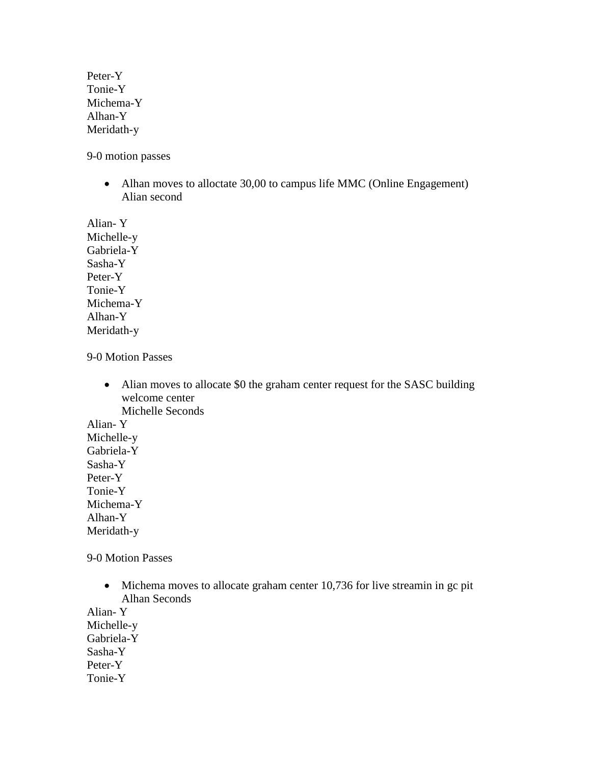Peter-Y
Tonie-Y
Michema-Y
Alhan-Y
Meridath-y

9-0 motion passes

- Alhan moves to alloctate 30,00 to campus life MMC (Online Engagement)
  Alian second

Alian- Y
Michelle-y
Gabriela-Y
Sasha-Y
Peter-Y
Tonie-Y
Michema-Y
Alhan-Y
Meridath-y

9-0 Motion Passes

- Alian moves to allocate $0 the graham center request for the SASC building welcome center
  Michelle Seconds

Alian- Y
Michelle-y
Gabriela-Y
Sasha-Y
Peter-Y
Tonie-Y
Michema-Y
Alhan-Y
Meridath-y

9-0 Motion Passes

- Michema moves to allocate graham center 10,736 for live streamin in gc pit
  Alhan Seconds

Alian- Y
Michelle-y
Gabriela-Y
Sasha-Y
Peter-Y
Tonie-Y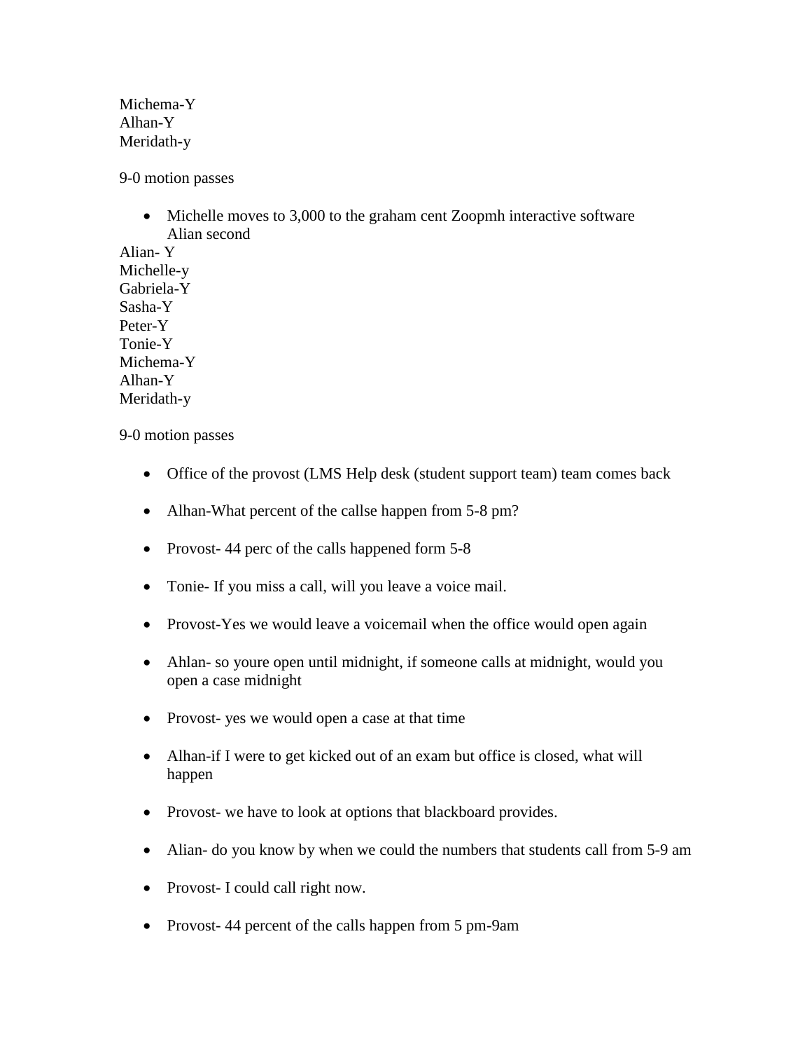Michema-Y
Alhan-Y
Meridath-y

9-0 motion passes

- Michelle moves to 3,000 to the graham cent Zoopmh interactive software
  Alian second

Alian- Y
Michelle-y
Gabriela-Y
Sasha-Y
Peter-Y
Tonie-Y
Michema-Y
Alhan-Y
Meridath-y

9-0 motion passes

- Office of the provost (LMS Help desk (student support team) team comes back
- Alhan-What percent of the callse happen from 5-8 pm?
- Provost- 44 perc of the calls happened form 5-8
- Tonie- If you miss a call, will you leave a voice mail.
- Provost-Yes we would leave a voicemail when the office would open again
- Ahlan- so youre open until midnight, if someone calls at midnight, would you open a case midnight
- Provost- yes we would open a case at that time
- Alhan-if I were to get kicked out of an exam but office is closed, what will happen
- Provost- we have to look at options that blackboard provides.
- Alian- do you know by when we could the numbers that students call from 5-9 am
- Provost- I could call right now.
- Provost- 44 percent of the calls happen from 5 pm-9am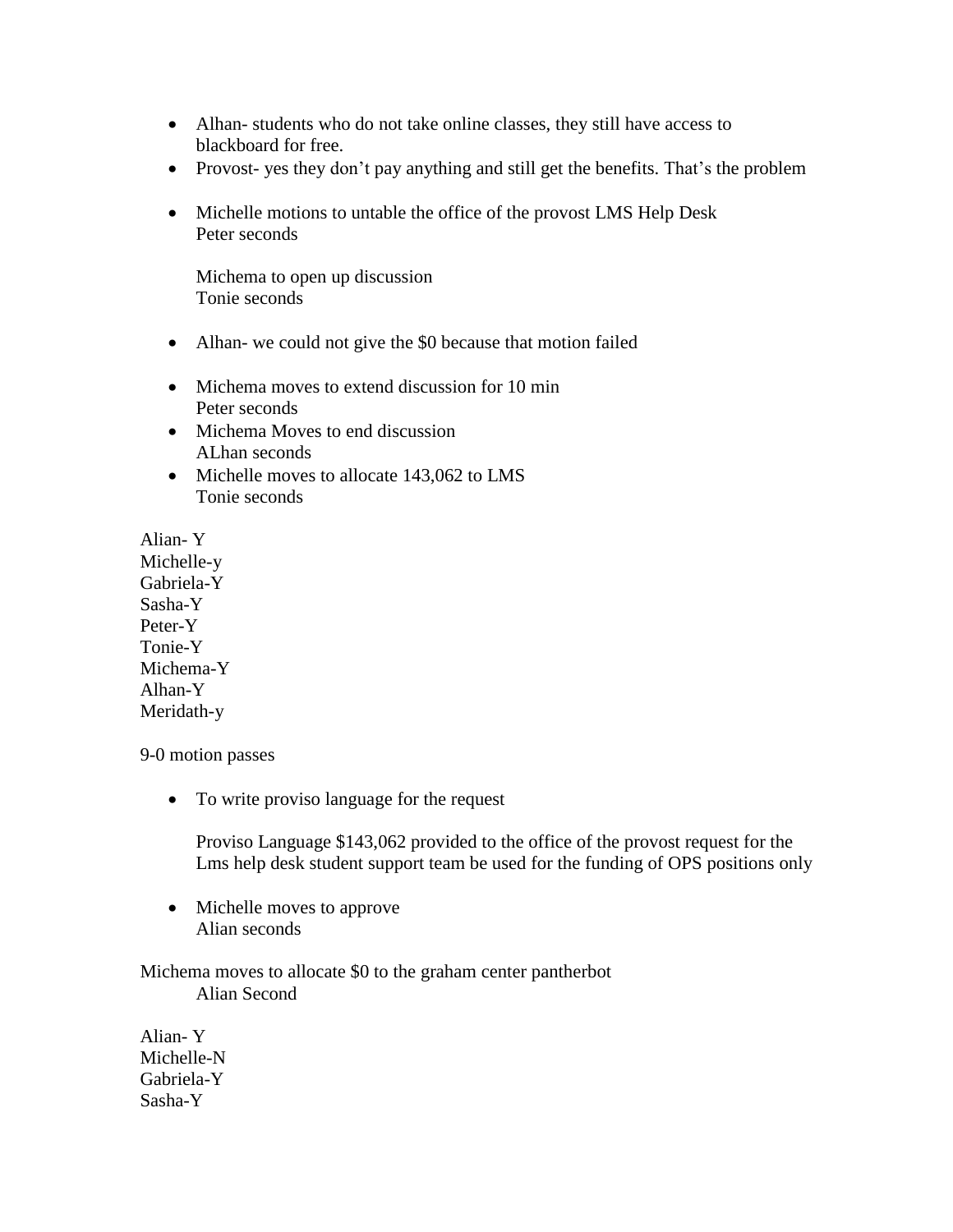- Alhan- students who do not take online classes, they still have access to blackboard for free.
- Provost- yes they don't pay anything and still get the benefits. That's the problem

- Michelle motions to untable the office of the provost LMS Help Desk
  Peter seconds

  Michema to open up discussion
  Tonie seconds

- Alhan- we could not give the $0 because that motion failed

- Michema moves to extend discussion for 10 min
  Peter seconds
- Michema Moves to end discussion
  ALhan seconds
- Michelle moves to allocate 143,062 to LMS
  Tonie seconds

Alian- Y
Michelle-y
Gabriela-Y
Sasha-Y
Peter-Y
Tonie-Y
Michema-Y
Alhan-Y
Meridath-y

9-0 motion passes

- To write proviso language for the request

  Proviso Language $143,062 provided to the office of the provost request for the Lms help desk student support team be used for the funding of OPS positions only

- Michelle moves to approve
  Alian seconds

Michema moves to allocate $0 to the graham center pantherbot
  Alian Second

Alian- Y
Michelle-N
Gabriela-Y
Sasha-Y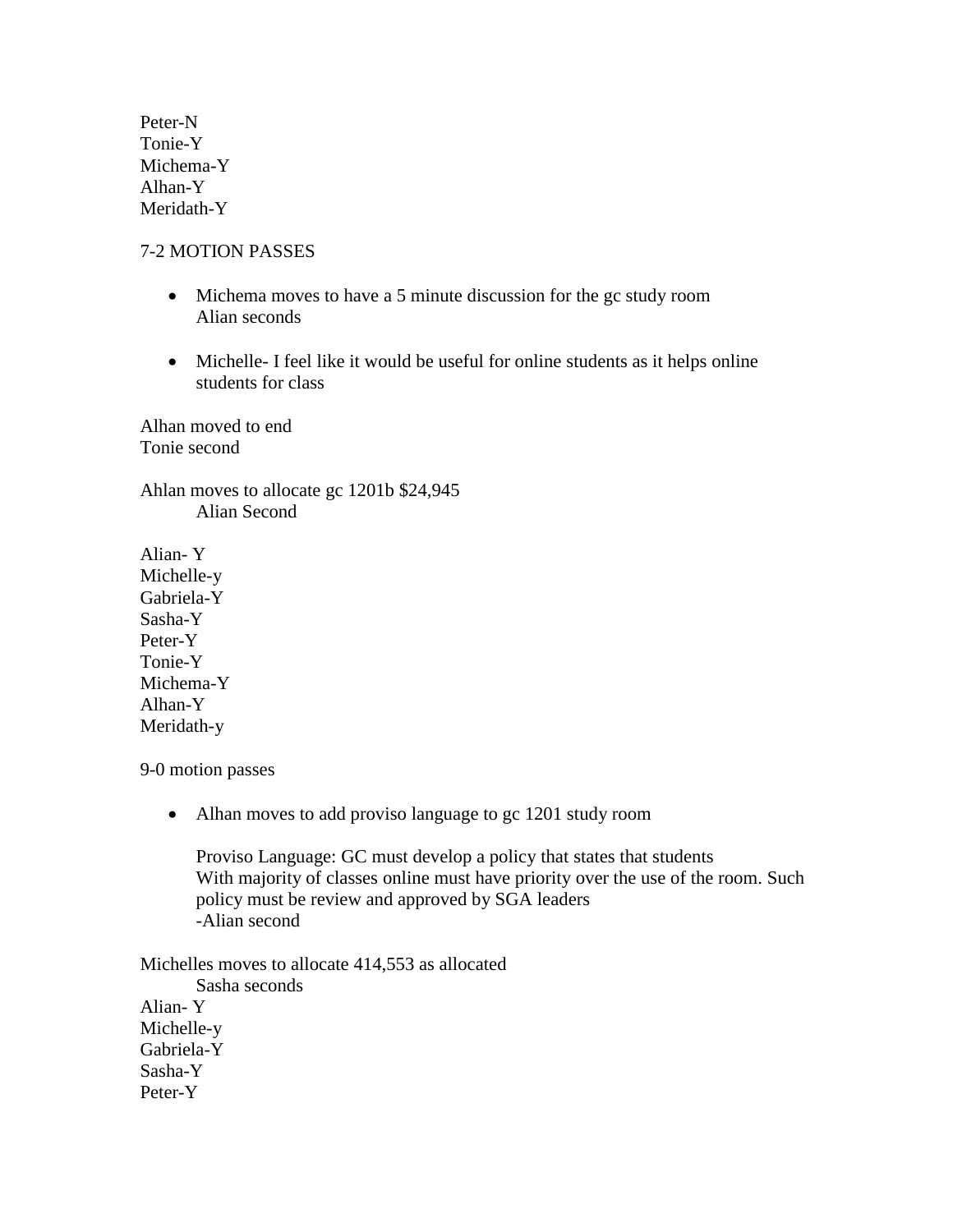Peter-N
Tonie-Y
Michema-Y
Alhan-Y
Meridath-Y

7-2 MOTION PASSES

- Michema moves to have a 5 minute discussion for the gc study room
  Alian seconds

- Michelle- I feel like it would be useful for online students as it helps online students for class

Alhan moved to end
Tonie second

Ahlan moves to allocate gc 1201b $24,945
    Alian Second

Alian- Y
Michelle-y
Gabriela-Y
Sasha-Y
Peter-Y
Tonie-Y
Michema-Y
Alhan-Y
Meridath-y

9-0 motion passes

- Alhan moves to add proviso language to gc 1201 study room

  Proviso Language: GC must develop a policy that states that students
  With majority of classes online must have priority over the use of the room. Such policy must be review and approved by SGA leaders
  -Alian second

Michelles moves to allocate 414,553 as allocated
    Sasha seconds
Alian- Y
Michelle-y
Gabriela-Y
Sasha-Y
Peter-Y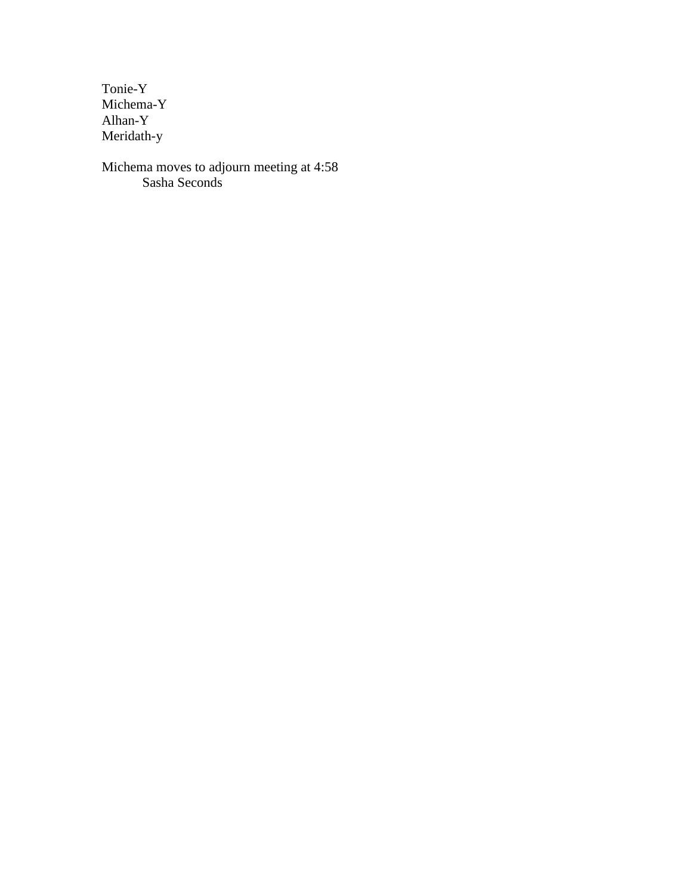Tonie-Y
Michema-Y
Alhan-Y
Meridath-y

Michema moves to adjourn meeting at 4:58
Sasha Seconds